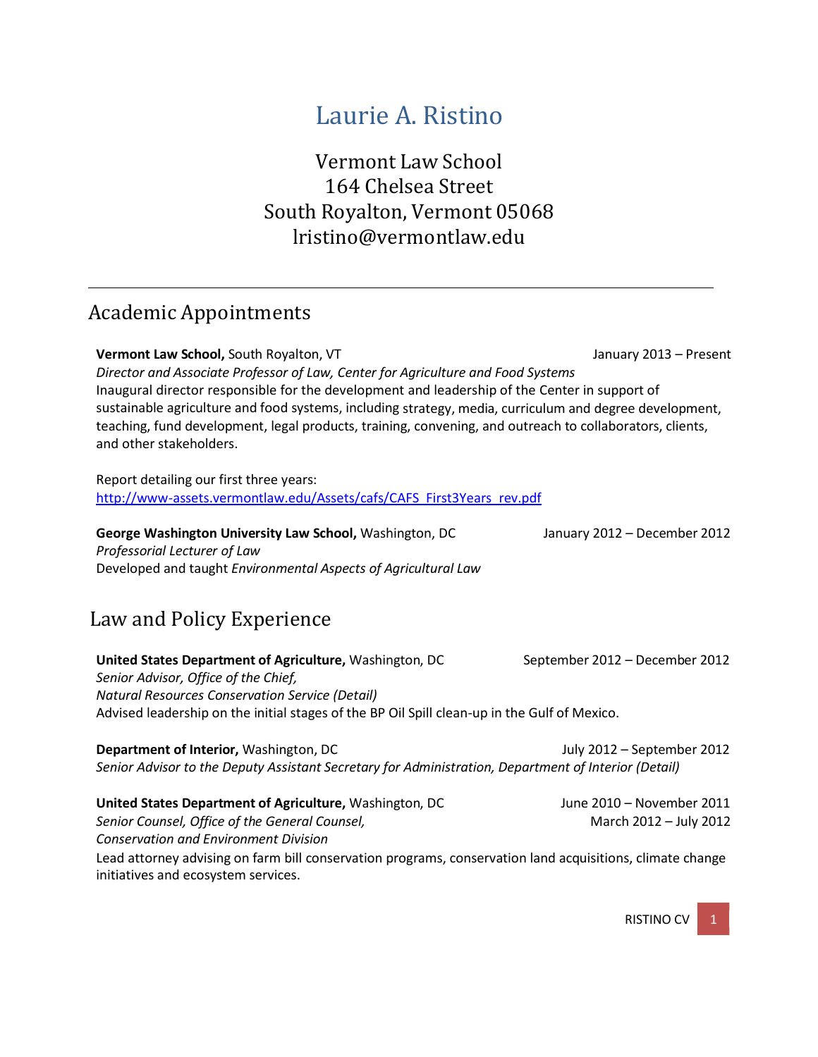# Laurie A. Ristino

Vermont Law School
164 Chelsea Street
South Royalton, Vermont 05068
lristino@vermontlaw.edu

---

## Academic Appointments

**Vermont Law School,** South Royalton, VT — January 2013 – Present
*Director and Associate Professor of Law, Center for Agriculture and Food Systems*
Inaugural director responsible for the development and leadership of the Center in support of sustainable agriculture and food systems, including strategy, media, curriculum and degree development, teaching, fund development, legal products, training, convening, and outreach to collaborators, clients, and other stakeholders.

Report detailing our first three years:
[http://www-assets.vermontlaw.edu/Assets/cafs/CAFS_First3Years_rev.pdf](http://www-assets.vermontlaw.edu/Assets/cafs/CAFS_First3Years_rev.pdf)

**George Washington University Law School,** Washington, DC — January 2012 – December 2012
*Professorial Lecturer of Law*
Developed and taught *Environmental Aspects of Agricultural Law*

## Law and Policy Experience

**United States Department of Agriculture,** Washington, DC — September 2012 – December 2012
*Senior Advisor, Office of the Chief,*
*Natural Resources Conservation Service (Detail)*
Advised leadership on the initial stages of the BP Oil Spill clean-up in the Gulf of Mexico.

**Department of Interior,** Washington, DC — July 2012 – September 2012
*Senior Advisor to the Deputy Assistant Secretary for Administration, Department of Interior (Detail)*

**United States Department of Agriculture,** Washington, DC — June 2010 – November 2011; March 2012 – July 2012
*Senior Counsel, Office of the General Counsel,*
*Conservation and Environment Division*
Lead attorney advising on farm bill conservation programs, conservation land acquisitions, climate change initiatives and ecosystem services.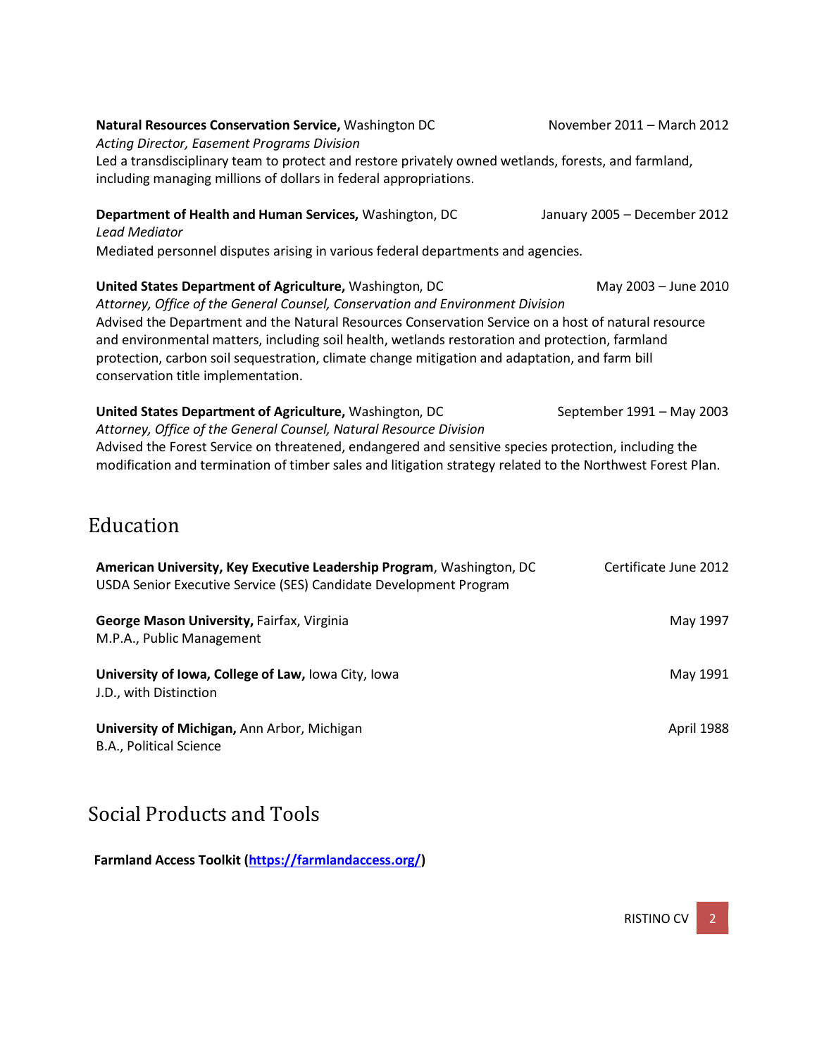**Natural Resources Conservation Service,** Washington DC — November 2011 – March 2012
*Acting Director, Easement Programs Division*
Led a transdisciplinary team to protect and restore privately owned wetlands, forests, and farmland, including managing millions of dollars in federal appropriations.

**Department of Health and Human Services,** Washington, DC — January 2005 – December 2012
*Lead Mediator*
Mediated personnel disputes arising in various federal departments and agencies.

**United States Department of Agriculture,** Washington, DC — May 2003 – June 2010
*Attorney, Office of the General Counsel, Conservation and Environment Division*
Advised the Department and the Natural Resources Conservation Service on a host of natural resource and environmental matters, including soil health, wetlands restoration and protection, farmland protection, carbon soil sequestration, climate change mitigation and adaptation, and farm bill conservation title implementation.

**United States Department of Agriculture,** Washington, DC — September 1991 – May 2003
*Attorney, Office of the General Counsel, Natural Resource Division*
Advised the Forest Service on threatened, endangered and sensitive species protection, including the modification and termination of timber sales and litigation strategy related to the Northwest Forest Plan.

## Education

**American University, Key Executive Leadership Program**, Washington, DC — Certificate June 2012
USDA Senior Executive Service (SES) Candidate Development Program

**George Mason University,** Fairfax, Virginia — May 1997
M.P.A., Public Management

**University of Iowa, College of Law,** Iowa City, Iowa — May 1991
J.D., with Distinction

**University of Michigan,** Ann Arbor, Michigan — April 1988
B.A., Political Science

## Social Products and Tools

**Farmland Access Toolkit ([https://farmlandaccess.org/](https://farmlandaccess.org/))**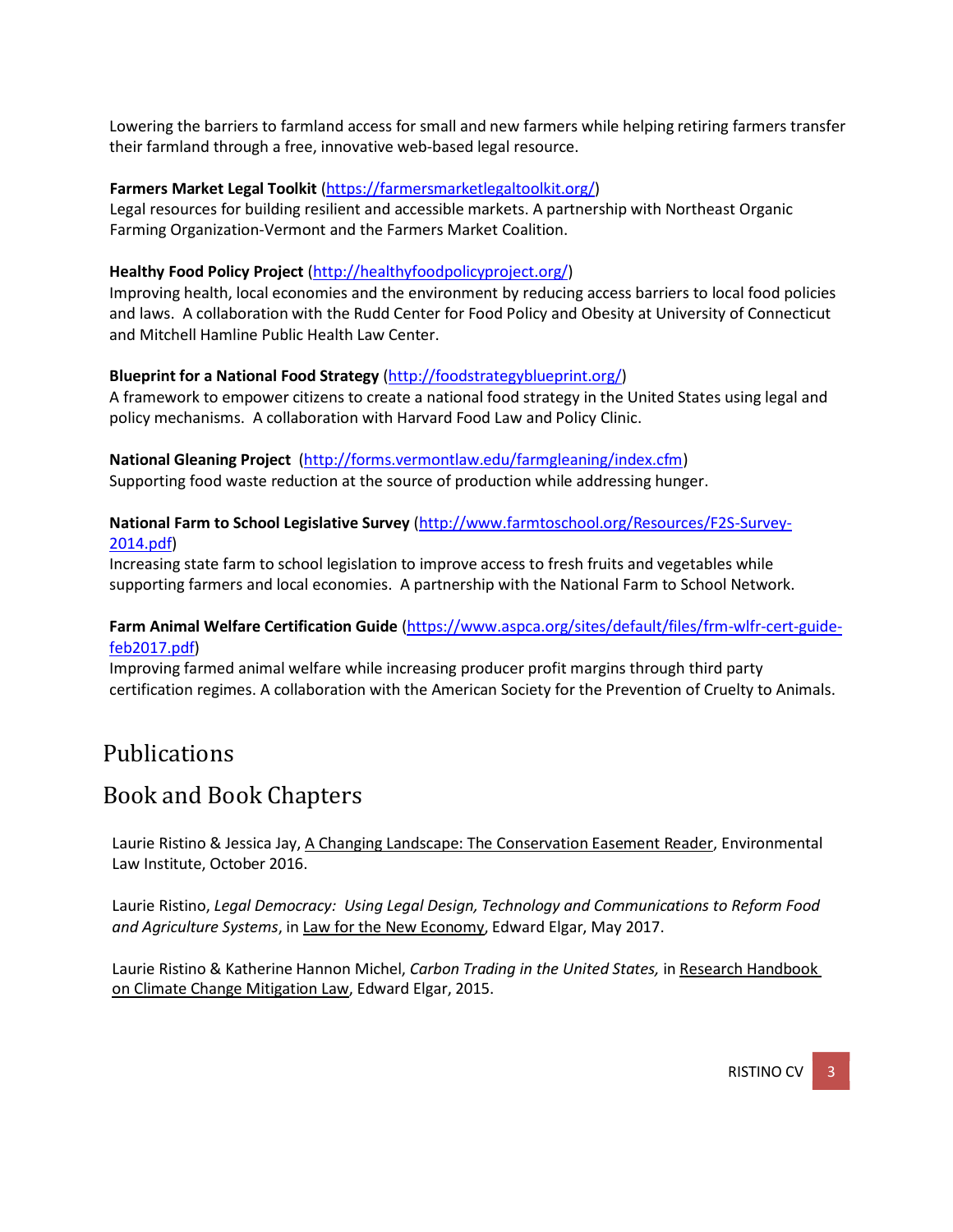Lowering the barriers to farmland access for small and new farmers while helping retiring farmers transfer their farmland through a free, innovative web-based legal resource.

**Farmers Market Legal Toolkit** ([https://farmersmarketlegaltoolkit.org/](https://farmersmarketlegaltoolkit.org/))
Legal resources for building resilient and accessible markets. A partnership with Northeast Organic Farming Organization-Vermont and the Farmers Market Coalition.

**Healthy Food Policy Project** ([http://healthyfoodpolicyproject.org/](http://healthyfoodpolicyproject.org/))
Improving health, local economies and the environment by reducing access barriers to local food policies and laws. A collaboration with the Rudd Center for Food Policy and Obesity at University of Connecticut and Mitchell Hamline Public Health Law Center.

**Blueprint for a National Food Strategy** ([http://foodstrategyblueprint.org/](http://foodstrategyblueprint.org/))
A framework to empower citizens to create a national food strategy in the United States using legal and policy mechanisms. A collaboration with Harvard Food Law and Policy Clinic.

**National Gleaning Project** ([http://forms.vermontlaw.edu/farmgleaning/index.cfm](http://forms.vermontlaw.edu/farmgleaning/index.cfm))
Supporting food waste reduction at the source of production while addressing hunger.

**National Farm to School Legislative Survey** ([http://www.farmtoschool.org/Resources/F2S-Survey-2014.pdf](http://www.farmtoschool.org/Resources/F2S-Survey-2014.pdf))
Increasing state farm to school legislation to improve access to fresh fruits and vegetables while supporting farmers and local economies. A partnership with the National Farm to School Network.

**Farm Animal Welfare Certification Guide** ([https://www.aspca.org/sites/default/files/frm-wlfr-cert-guide-feb2017.pdf](https://www.aspca.org/sites/default/files/frm-wlfr-cert-guide-feb2017.pdf))
Improving farmed animal welfare while increasing producer profit margins through third party certification regimes. A collaboration with the American Society for the Prevention of Cruelty to Animals.

# Publications

## Book and Book Chapters

Laurie Ristino & Jessica Jay, A Changing Landscape: The Conservation Easement Reader, Environmental Law Institute, October 2016.

Laurie Ristino, *Legal Democracy: Using Legal Design, Technology and Communications to Reform Food and Agriculture Systems*, in Law for the New Economy, Edward Elgar, May 2017.

Laurie Ristino & Katherine Hannon Michel, *Carbon Trading in the United States,* in Research Handbook on Climate Change Mitigation Law, Edward Elgar, 2015.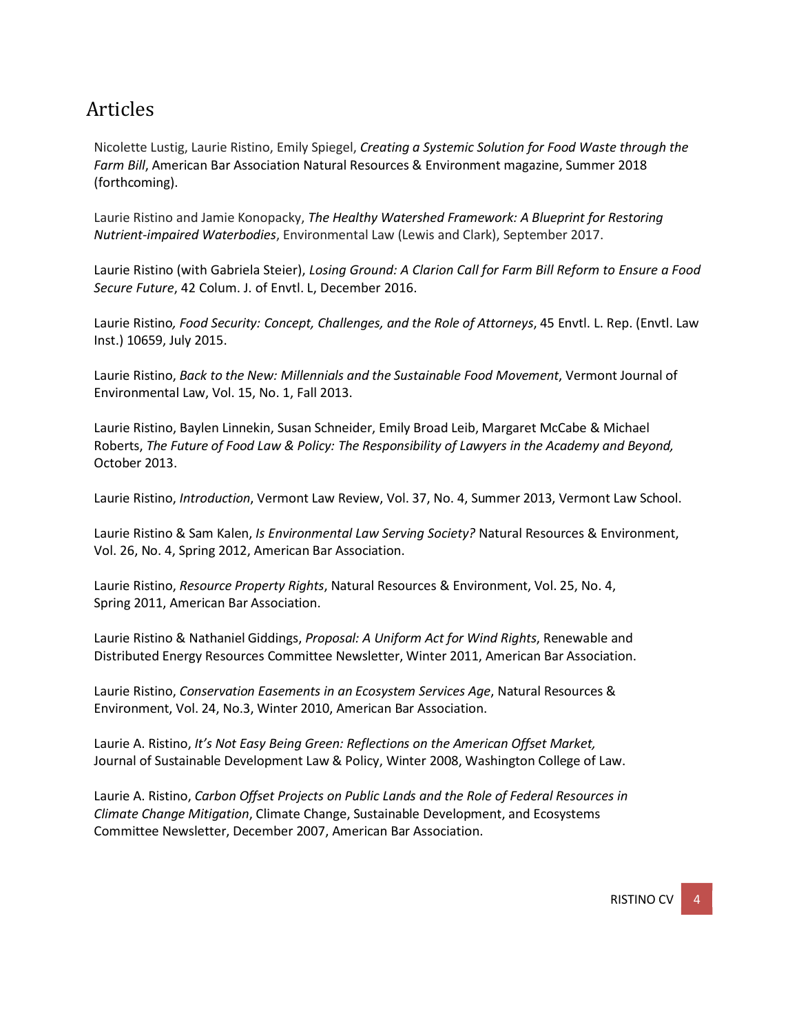## Articles

Nicolette Lustig, Laurie Ristino, Emily Spiegel, *Creating a Systemic Solution for Food Waste through the Farm Bill*, American Bar Association Natural Resources & Environment magazine, Summer 2018 (forthcoming).

Laurie Ristino and Jamie Konopacky, *The Healthy Watershed Framework: A Blueprint for Restoring Nutrient-impaired Waterbodies*, Environmental Law (Lewis and Clark), September 2017.

Laurie Ristino (with Gabriela Steier), *Losing Ground: A Clarion Call for Farm Bill Reform to Ensure a Food Secure Future*, 42 Colum. J. of Envtl. L, December 2016.

Laurie Ristino*, Food Security: Concept, Challenges, and the Role of Attorneys*, 45 Envtl. L. Rep. (Envtl. Law Inst.) 10659, July 2015.

Laurie Ristino, *Back to the New: Millennials and the Sustainable Food Movement*, Vermont Journal of Environmental Law, Vol. 15, No. 1, Fall 2013.

Laurie Ristino, Baylen Linnekin, Susan Schneider, Emily Broad Leib, Margaret McCabe & Michael Roberts, *The Future of Food Law & Policy: The Responsibility of Lawyers in the Academy and Beyond,* October 2013.

Laurie Ristino, *Introduction*, Vermont Law Review, Vol. 37, No. 4, Summer 2013, Vermont Law School.

Laurie Ristino & Sam Kalen, *Is Environmental Law Serving Society?* Natural Resources & Environment, Vol. 26, No. 4, Spring 2012, American Bar Association.

Laurie Ristino, *Resource Property Rights*, Natural Resources & Environment, Vol. 25, No. 4, Spring 2011, American Bar Association.

Laurie Ristino & Nathaniel Giddings, *Proposal: A Uniform Act for Wind Rights*, Renewable and Distributed Energy Resources Committee Newsletter, Winter 2011, American Bar Association.

Laurie Ristino, *Conservation Easements in an Ecosystem Services Age*, Natural Resources & Environment, Vol. 24, No.3, Winter 2010, American Bar Association.

Laurie A. Ristino, *It's Not Easy Being Green: Reflections on the American Offset Market,* Journal of Sustainable Development Law & Policy, Winter 2008, Washington College of Law.

Laurie A. Ristino, *Carbon Offset Projects on Public Lands and the Role of Federal Resources in Climate Change Mitigation*, Climate Change, Sustainable Development, and Ecosystems Committee Newsletter, December 2007, American Bar Association.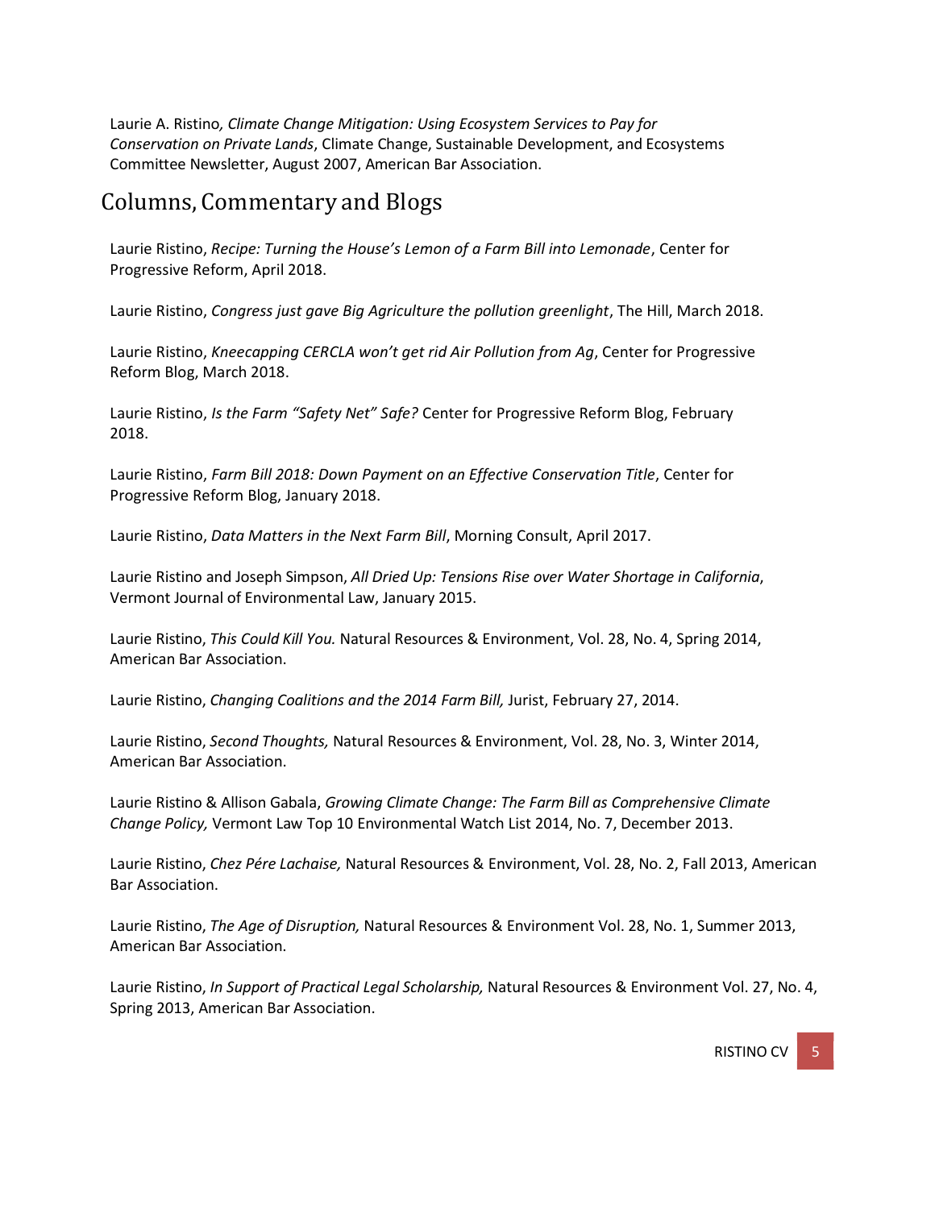Laurie A. Ristino*, Climate Change Mitigation: Using Ecosystem Services to Pay for Conservation on Private Lands*, Climate Change, Sustainable Development, and Ecosystems Committee Newsletter, August 2007, American Bar Association.

## Columns, Commentary and Blogs

Laurie Ristino, *Recipe: Turning the House's Lemon of a Farm Bill into Lemonade*, Center for Progressive Reform, April 2018.

Laurie Ristino, *Congress just gave Big Agriculture the pollution greenlight*, The Hill, March 2018.

Laurie Ristino, *Kneecapping CERCLA won't get rid Air Pollution from Ag*, Center for Progressive Reform Blog, March 2018.

Laurie Ristino, *Is the Farm "Safety Net" Safe?* Center for Progressive Reform Blog, February 2018.

Laurie Ristino, *Farm Bill 2018: Down Payment on an Effective Conservation Title*, Center for Progressive Reform Blog, January 2018.

Laurie Ristino, *Data Matters in the Next Farm Bill*, Morning Consult, April 2017.

Laurie Ristino and Joseph Simpson, *All Dried Up: Tensions Rise over Water Shortage in California*, Vermont Journal of Environmental Law, January 2015.

Laurie Ristino, *This Could Kill You.* Natural Resources & Environment, Vol. 28, No. 4, Spring 2014, American Bar Association.

Laurie Ristino, *Changing Coalitions and the 2014 Farm Bill,* Jurist, February 27, 2014.

Laurie Ristino, *Second Thoughts,* Natural Resources & Environment, Vol. 28, No. 3, Winter 2014, American Bar Association.

Laurie Ristino & Allison Gabala, *Growing Climate Change: The Farm Bill as Comprehensive Climate Change Policy,* Vermont Law Top 10 Environmental Watch List 2014, No. 7, December 2013.

Laurie Ristino, *Chez Pére Lachaise,* Natural Resources & Environment, Vol. 28, No. 2, Fall 2013, American Bar Association.

Laurie Ristino, *The Age of Disruption,* Natural Resources & Environment Vol. 28, No. 1, Summer 2013, American Bar Association.

Laurie Ristino, *In Support of Practical Legal Scholarship,* Natural Resources & Environment Vol. 27, No. 4, Spring 2013, American Bar Association.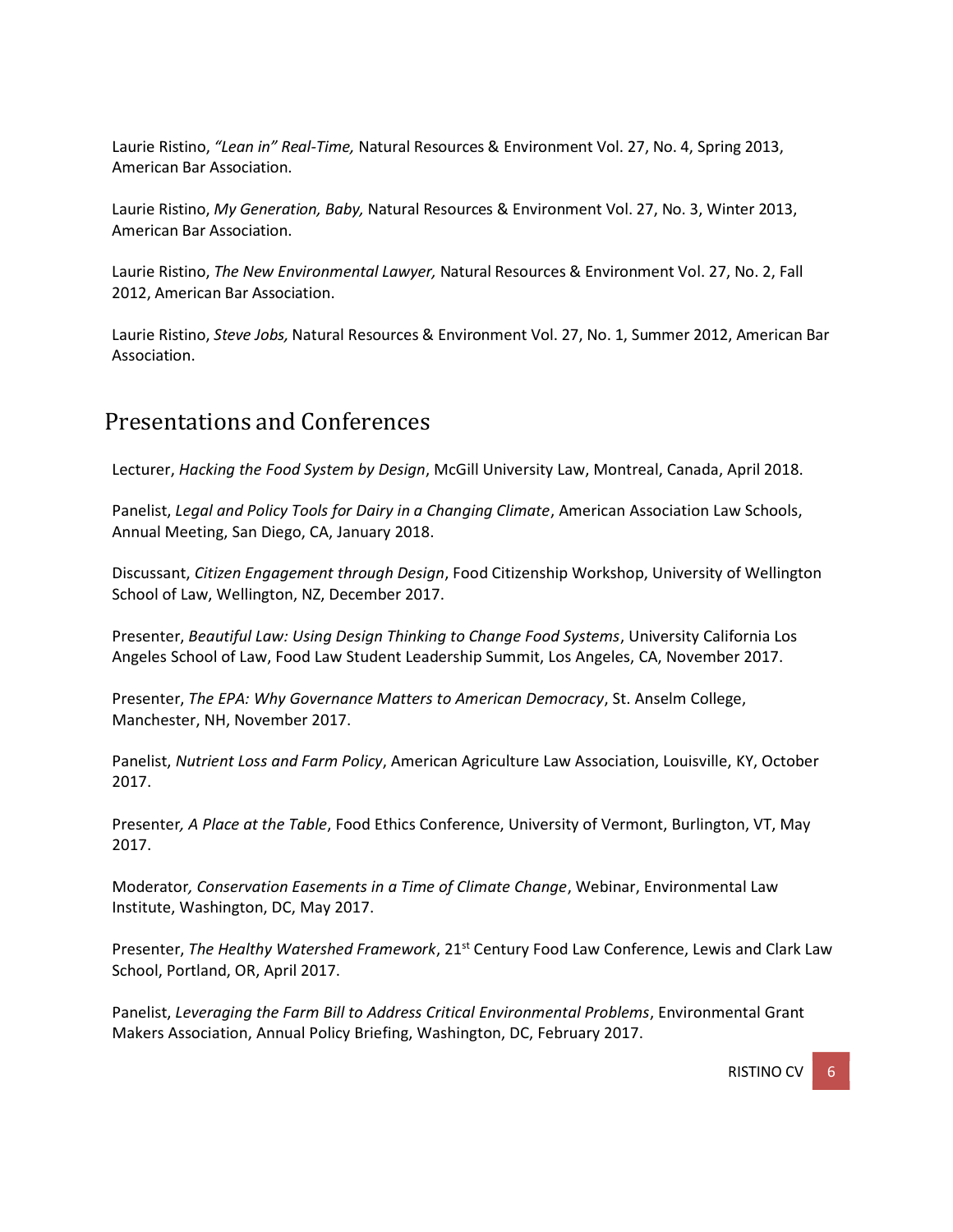Laurie Ristino, *"Lean in" Real-Time,* Natural Resources & Environment Vol. 27, No. 4, Spring 2013, American Bar Association.

Laurie Ristino, *My Generation, Baby,* Natural Resources & Environment Vol. 27, No. 3, Winter 2013, American Bar Association.

Laurie Ristino, *The New Environmental Lawyer,* Natural Resources & Environment Vol. 27, No. 2, Fall 2012, American Bar Association.

Laurie Ristino, *Steve Jobs,* Natural Resources & Environment Vol. 27, No. 1, Summer 2012, American Bar Association.

## Presentations and Conferences

Lecturer, *Hacking the Food System by Design*, McGill University Law, Montreal, Canada, April 2018.

Panelist, *Legal and Policy Tools for Dairy in a Changing Climate*, American Association Law Schools, Annual Meeting, San Diego, CA, January 2018.

Discussant, *Citizen Engagement through Design*, Food Citizenship Workshop, University of Wellington School of Law, Wellington, NZ, December 2017.

Presenter, *Beautiful Law: Using Design Thinking to Change Food Systems*, University California Los Angeles School of Law, Food Law Student Leadership Summit, Los Angeles, CA, November 2017.

Presenter, *The EPA: Why Governance Matters to American Democracy*, St. Anselm College, Manchester, NH, November 2017.

Panelist, *Nutrient Loss and Farm Policy*, American Agriculture Law Association, Louisville, KY, October 2017.

Presenter, *A Place at the Table*, Food Ethics Conference, University of Vermont, Burlington, VT, May 2017.

Moderator, *Conservation Easements in a Time of Climate Change*, Webinar, Environmental Law Institute, Washington, DC, May 2017.

Presenter, *The Healthy Watershed Framework*, 21st Century Food Law Conference, Lewis and Clark Law School, Portland, OR, April 2017.

Panelist, *Leveraging the Farm Bill to Address Critical Environmental Problems*, Environmental Grant Makers Association, Annual Policy Briefing, Washington, DC, February 2017.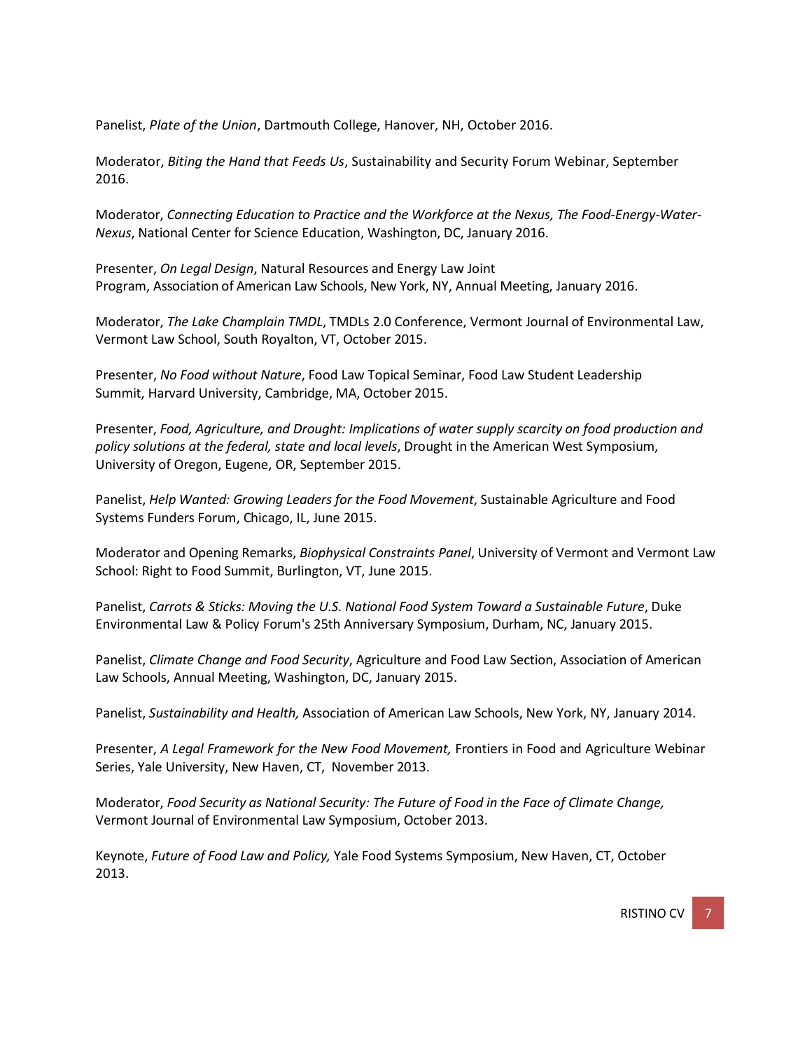Panelist, *Plate of the Union*, Dartmouth College, Hanover, NH, October 2016.

Moderator, *Biting the Hand that Feeds Us*, Sustainability and Security Forum Webinar, September 2016.

Moderator, *Connecting Education to Practice and the Workforce at the Nexus, The Food-Energy-Water-Nexus*, National Center for Science Education, Washington, DC, January 2016.

Presenter, *On Legal Design*, Natural Resources and Energy Law Joint Program, Association of American Law Schools, New York, NY, Annual Meeting, January 2016.

Moderator, *The Lake Champlain TMDL*, TMDLs 2.0 Conference, Vermont Journal of Environmental Law, Vermont Law School, South Royalton, VT, October 2015.

Presenter, *No Food without Nature*, Food Law Topical Seminar, Food Law Student Leadership Summit, Harvard University, Cambridge, MA, October 2015.

Presenter, *Food, Agriculture, and Drought: Implications of water supply scarcity on food production and policy solutions at the federal, state and local levels*, Drought in the American West Symposium, University of Oregon, Eugene, OR, September 2015.

Panelist, *Help Wanted: Growing Leaders for the Food Movement*, Sustainable Agriculture and Food Systems Funders Forum, Chicago, IL, June 2015.

Moderator and Opening Remarks, *Biophysical Constraints Panel*, University of Vermont and Vermont Law School: Right to Food Summit, Burlington, VT, June 2015.

Panelist, *Carrots & Sticks: Moving the U.S. National Food System Toward a Sustainable Future*, Duke Environmental Law & Policy Forum's 25th Anniversary Symposium, Durham, NC, January 2015.

Panelist, *Climate Change and Food Security*, Agriculture and Food Law Section, Association of American Law Schools, Annual Meeting, Washington, DC, January 2015.

Panelist, *Sustainability and Health,* Association of American Law Schools, New York, NY, January 2014.

Presenter, *A Legal Framework for the New Food Movement,* Frontiers in Food and Agriculture Webinar Series, Yale University, New Haven, CT, November 2013.

Moderator, *Food Security as National Security: The Future of Food in the Face of Climate Change,* Vermont Journal of Environmental Law Symposium, October 2013.

Keynote, *Future of Food Law and Policy,* Yale Food Systems Symposium, New Haven, CT, October 2013.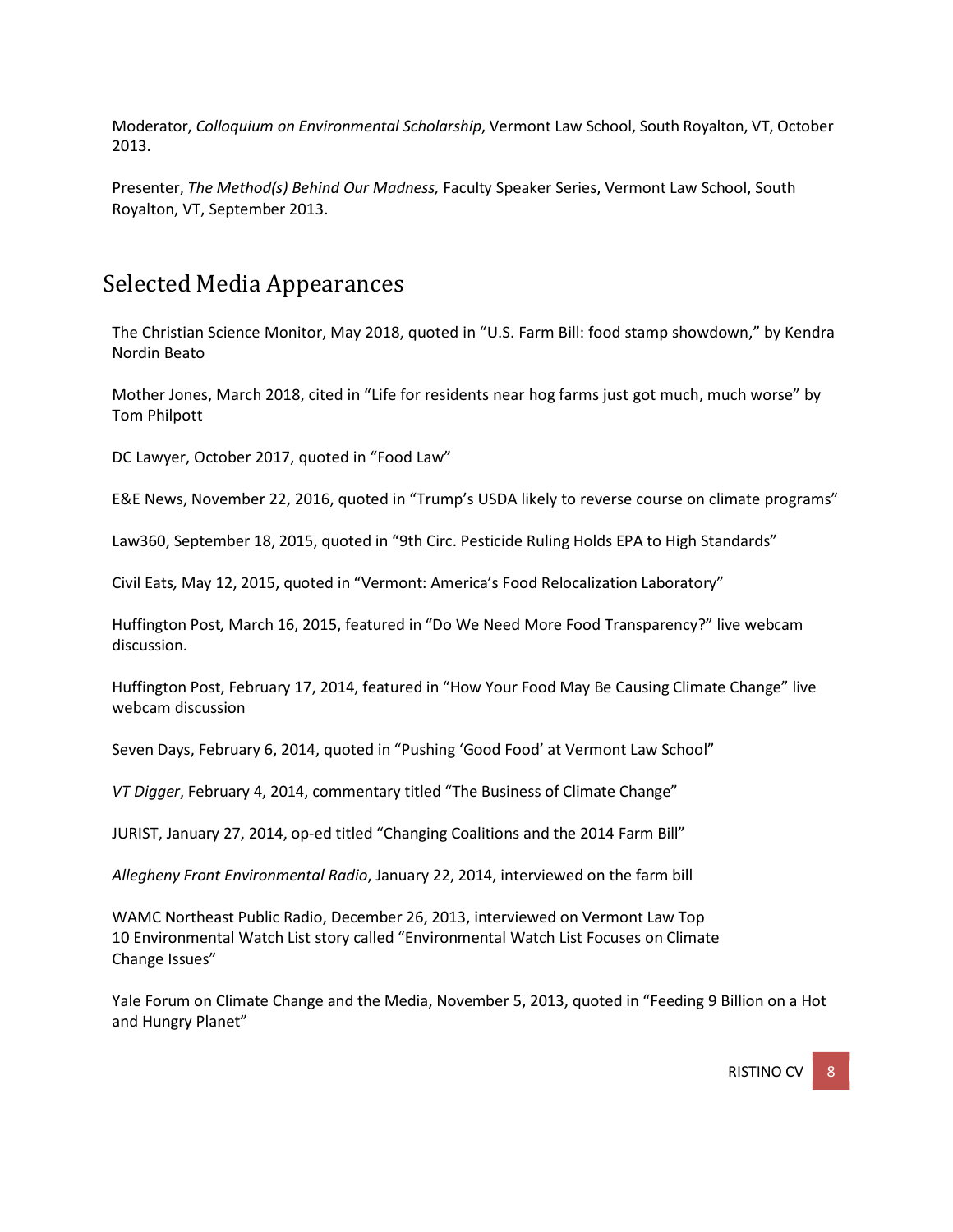Moderator, *Colloquium on Environmental Scholarship*, Vermont Law School, South Royalton, VT, October 2013.

Presenter, *The Method(s) Behind Our Madness,* Faculty Speaker Series, Vermont Law School, South Royalton, VT, September 2013.

## Selected Media Appearances

The Christian Science Monitor, May 2018, quoted in "U.S. Farm Bill: food stamp showdown," by Kendra Nordin Beato

Mother Jones, March 2018, cited in "Life for residents near hog farms just got much, much worse" by Tom Philpott

DC Lawyer, October 2017, quoted in "Food Law"

E&E News, November 22, 2016, quoted in "Trump's USDA likely to reverse course on climate programs"

Law360, September 18, 2015, quoted in "9th Circ. Pesticide Ruling Holds EPA to High Standards"

Civil Eats*,* May 12, 2015, quoted in "Vermont: America's Food Relocalization Laboratory"

Huffington Post*,* March 16, 2015, featured in "Do We Need More Food Transparency?" live webcam discussion.

Huffington Post, February 17, 2014, featured in "How Your Food May Be Causing Climate Change" live webcam discussion

Seven Days, February 6, 2014, quoted in "Pushing 'Good Food' at Vermont Law School"

*VT Digger*, February 4, 2014, commentary titled "The Business of Climate Change"

JURIST, January 27, 2014, op-ed titled "Changing Coalitions and the 2014 Farm Bill"

*Allegheny Front Environmental Radio*, January 22, 2014, interviewed on the farm bill

WAMC Northeast Public Radio, December 26, 2013, interviewed on Vermont Law Top 10 Environmental Watch List story called "Environmental Watch List Focuses on Climate Change Issues"

Yale Forum on Climate Change and the Media, November 5, 2013, quoted in "Feeding 9 Billion on a Hot and Hungry Planet"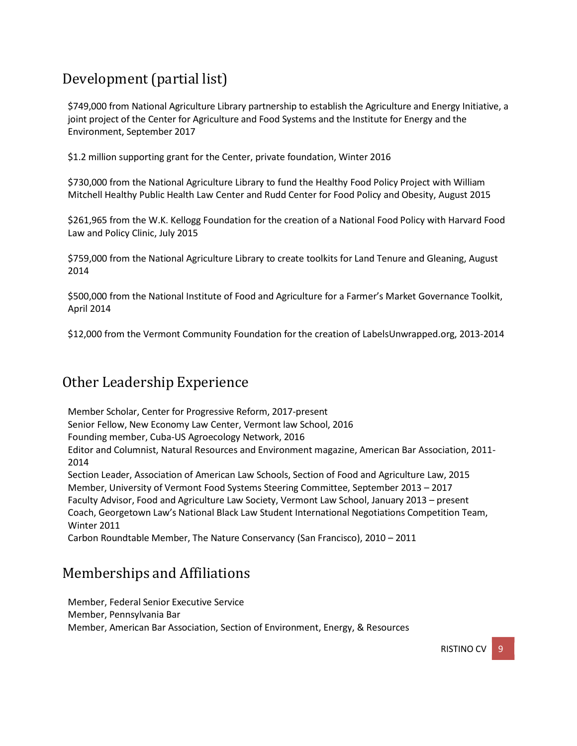## Development (partial list)

$749,000 from National Agriculture Library partnership to establish the Agriculture and Energy Initiative, a joint project of the Center for Agriculture and Food Systems and the Institute for Energy and the Environment, September 2017

$1.2 million supporting grant for the Center, private foundation, Winter 2016

$730,000 from the National Agriculture Library to fund the Healthy Food Policy Project with William Mitchell Healthy Public Health Law Center and Rudd Center for Food Policy and Obesity, August 2015

$261,965 from the W.K. Kellogg Foundation for the creation of a National Food Policy with Harvard Food Law and Policy Clinic, July 2015

$759,000 from the National Agriculture Library to create toolkits for Land Tenure and Gleaning, August 2014

$500,000 from the National Institute of Food and Agriculture for a Farmer's Market Governance Toolkit, April 2014

$12,000 from the Vermont Community Foundation for the creation of LabelsUnwrapped.org, 2013-2014

## Other Leadership Experience

Member Scholar, Center for Progressive Reform, 2017-present
Senior Fellow, New Economy Law Center, Vermont law School, 2016
Founding member, Cuba-US Agroecology Network, 2016
Editor and Columnist, Natural Resources and Environment magazine, American Bar Association, 2011-2014
Section Leader, Association of American Law Schools, Section of Food and Agriculture Law, 2015
Member, University of Vermont Food Systems Steering Committee, September 2013 – 2017
Faculty Advisor, Food and Agriculture Law Society, Vermont Law School, January 2013 – present
Coach, Georgetown Law's National Black Law Student International Negotiations Competition Team, Winter 2011
Carbon Roundtable Member, The Nature Conservancy (San Francisco), 2010 – 2011

## Memberships and Affiliations

Member, Federal Senior Executive Service
Member, Pennsylvania Bar
Member, American Bar Association, Section of Environment, Energy, & Resources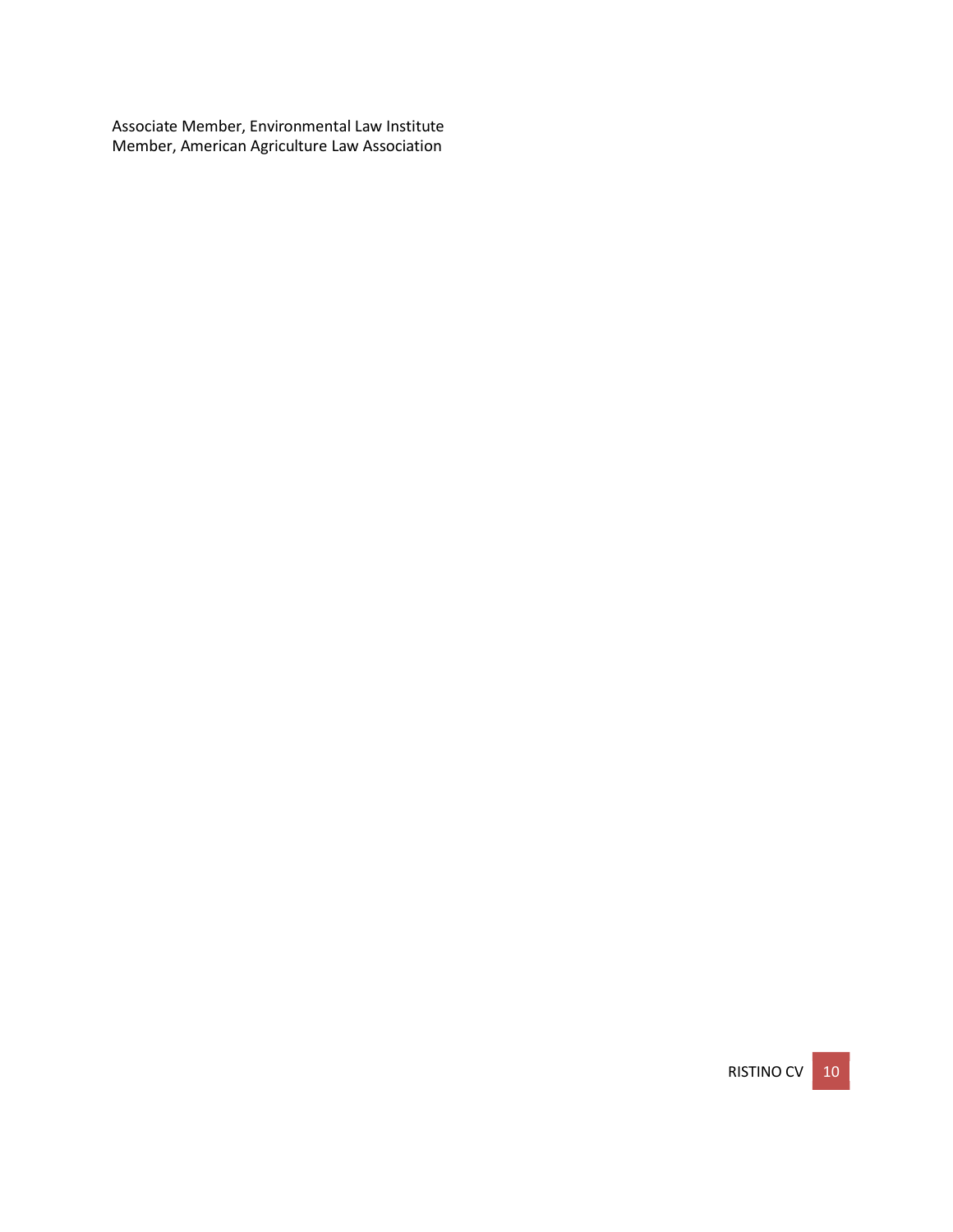Associate Member, Environmental Law Institute
Member, American Agriculture Law Association